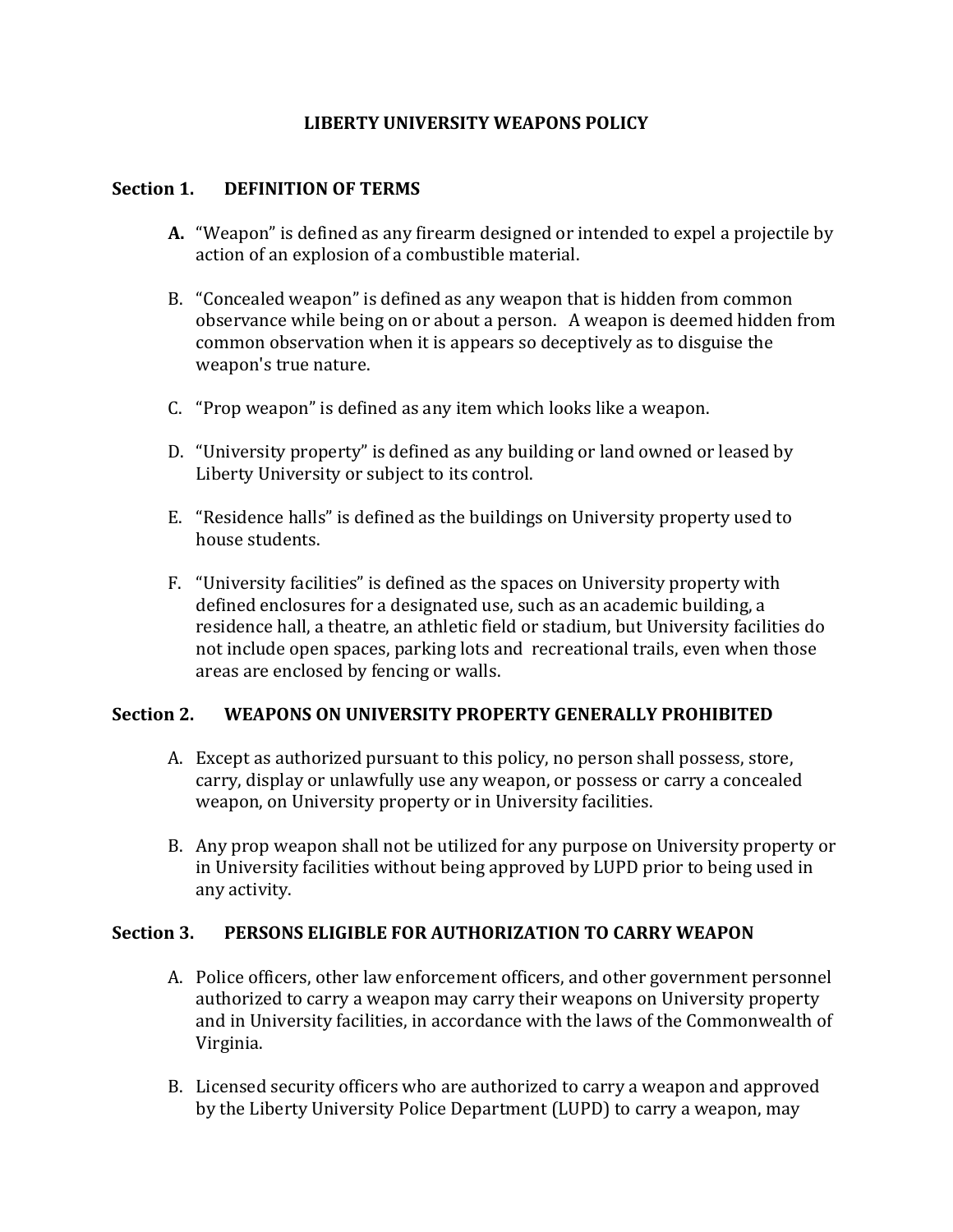# LIBERTY UNIVERSITY WEAPONS POLICY

## Section 1. DEFINITION OF TERMS

**A.** "Weapon" is defined as any firearm designed or intended to expel a projectile by action of an explosion of a combustible material.

B. "Concealed weapon" is defined as any weapon that is hidden from common observance while being on or about a person. A weapon is deemed hidden from common observation when it is appears so deceptively as to disguise the weapon's true nature.

C. "Prop weapon" is defined as any item which looks like a weapon.

D. "University property" is defined as any building or land owned or leased by Liberty University or subject to its control.

E. "Residence halls" is defined as the buildings on University property used to house students.

F. "University facilities" is defined as the spaces on University property with defined enclosures for a designated use, such as an academic building, a residence hall, a theatre, an athletic field or stadium, but University facilities do not include open spaces, parking lots and recreational trails, even when those areas are enclosed by fencing or walls.

## Section 2. WEAPONS ON UNIVERSITY PROPERTY GENERALLY PROHIBITED

A. Except as authorized pursuant to this policy, no person shall possess, store, carry, display or unlawfully use any weapon, or possess or carry a concealed weapon, on University property or in University facilities.

B. Any prop weapon shall not be utilized for any purpose on University property or in University facilities without being approved by LUPD prior to being used in any activity.

## Section 3. PERSONS ELIGIBLE FOR AUTHORIZATION TO CARRY WEAPON

A. Police officers, other law enforcement officers, and other government personnel authorized to carry a weapon may carry their weapons on University property and in University facilities, in accordance with the laws of the Commonwealth of Virginia.

B. Licensed security officers who are authorized to carry a weapon and approved by the Liberty University Police Department (LUPD) to carry a weapon, may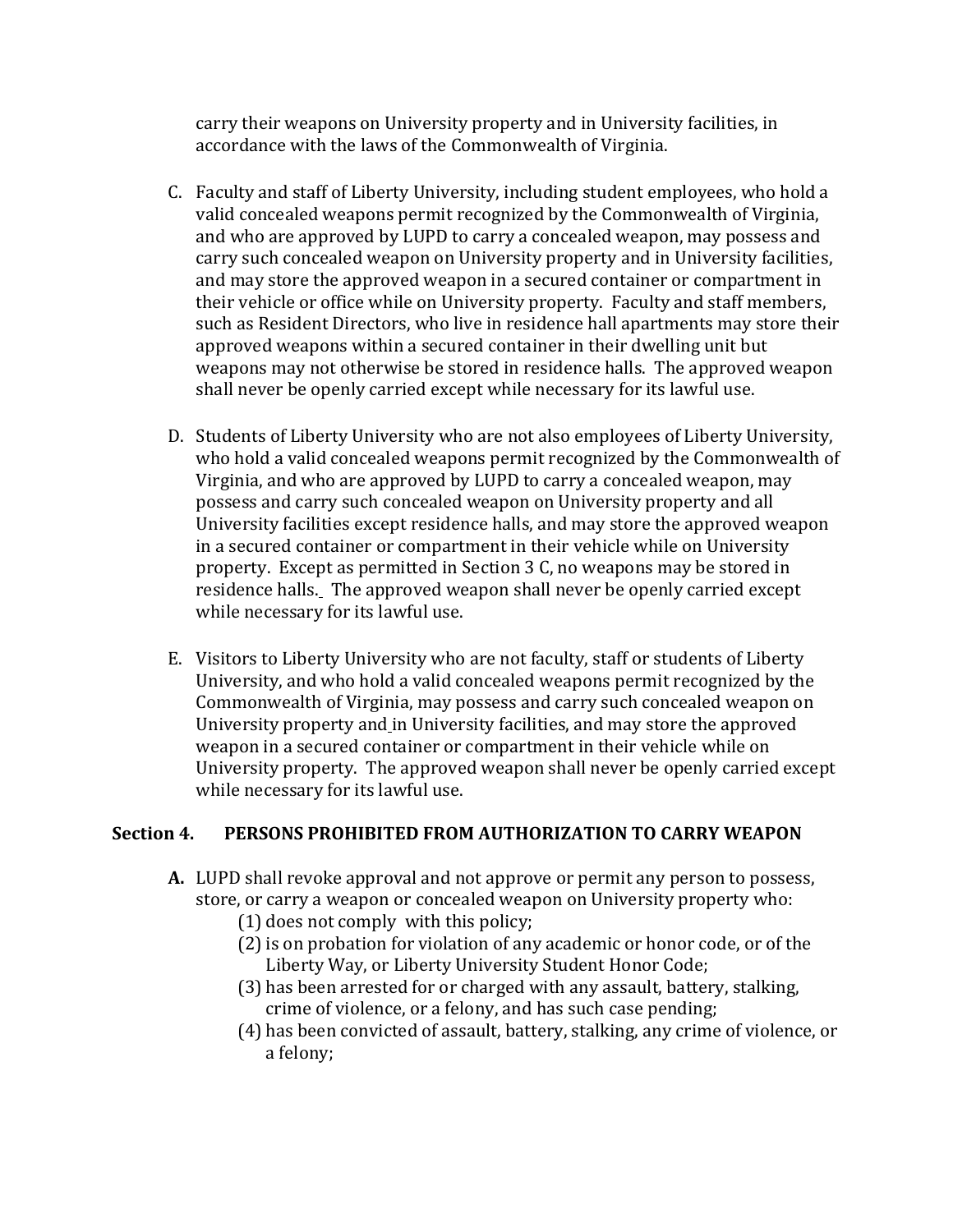carry their weapons on University property and in University facilities, in accordance with the laws of the Commonwealth of Virginia.

C. Faculty and staff of Liberty University, including student employees, who hold a valid concealed weapons permit recognized by the Commonwealth of Virginia, and who are approved by LUPD to carry a concealed weapon, may possess and carry such concealed weapon on University property and in University facilities, and may store the approved weapon in a secured container or compartment in their vehicle or office while on University property. Faculty and staff members, such as Resident Directors, who live in residence hall apartments may store their approved weapons within a secured container in their dwelling unit but weapons may not otherwise be stored in residence halls. The approved weapon shall never be openly carried except while necessary for its lawful use.

D. Students of Liberty University who are not also employees of Liberty University, who hold a valid concealed weapons permit recognized by the Commonwealth of Virginia, and who are approved by LUPD to carry a concealed weapon, may possess and carry such concealed weapon on University property and all University facilities except residence halls, and may store the approved weapon in a secured container or compartment in their vehicle while on University property. Except as permitted in Section 3 C, no weapons may be stored in residence halls. The approved weapon shall never be openly carried except while necessary for its lawful use.

E. Visitors to Liberty University who are not faculty, staff or students of Liberty University, and who hold a valid concealed weapons permit recognized by the Commonwealth of Virginia, may possess and carry such concealed weapon on University property and in University facilities, and may store the approved weapon in a secured container or compartment in their vehicle while on University property. The approved weapon shall never be openly carried except while necessary for its lawful use.

## Section 4. PERSONS PROHIBITED FROM AUTHORIZATION TO CARRY WEAPON

**A.** LUPD shall revoke approval and not approve or permit any person to possess, store, or carry a weapon or concealed weapon on University property who:
   (1) does not comply with this policy;
   (2) is on probation for violation of any academic or honor code, or of the Liberty Way, or Liberty University Student Honor Code;
   (3) has been arrested for or charged with any assault, battery, stalking, crime of violence, or a felony, and has such case pending;
   (4) has been convicted of assault, battery, stalking, any crime of violence, or a felony;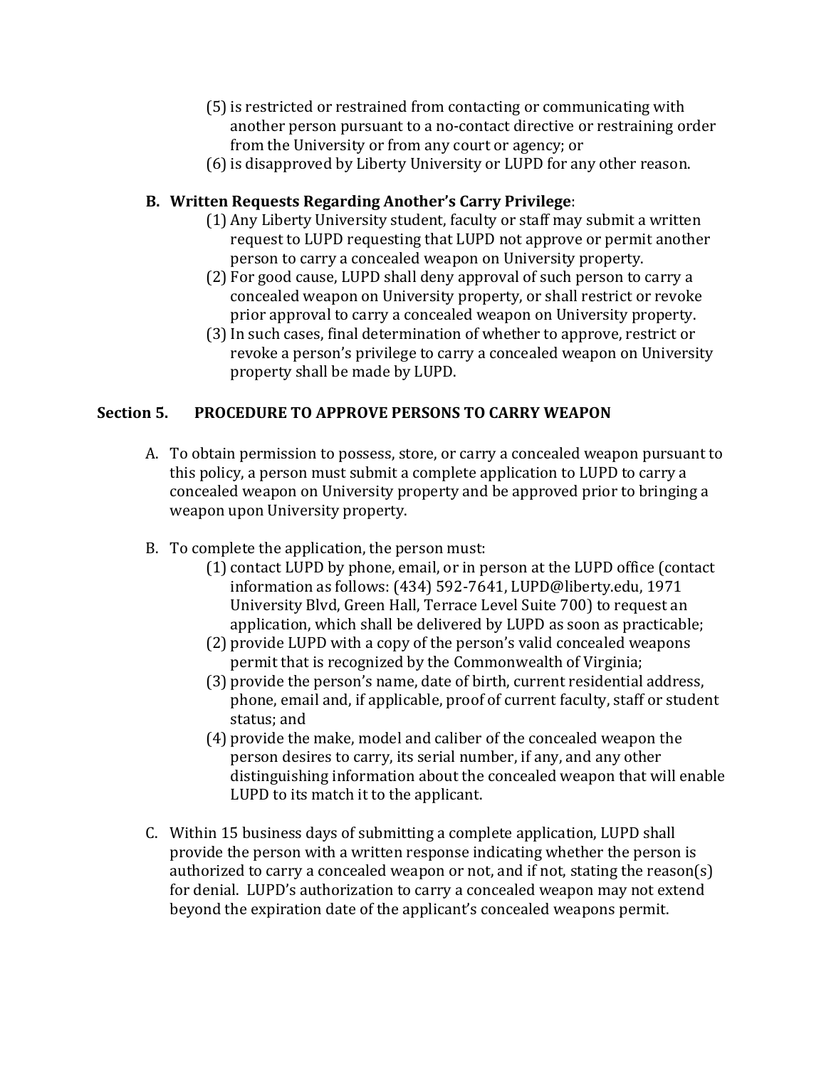(5) is restricted or restrained from contacting or communicating with another person pursuant to a no-contact directive or restraining order from the University or from any court or agency; or

(6) is disapproved by Liberty University or LUPD for any other reason.

**B. Written Requests Regarding Another's Carry Privilege**:

(1) Any Liberty University student, faculty or staff may submit a written request to LUPD requesting that LUPD not approve or permit another person to carry a concealed weapon on University property.

(2) For good cause, LUPD shall deny approval of such person to carry a concealed weapon on University property, or shall restrict or revoke prior approval to carry a concealed weapon on University property.

(3) In such cases, final determination of whether to approve, restrict or revoke a person's privilege to carry a concealed weapon on University property shall be made by LUPD.

## Section 5. PROCEDURE TO APPROVE PERSONS TO CARRY WEAPON

A. To obtain permission to possess, store, or carry a concealed weapon pursuant to this policy, a person must submit a complete application to LUPD to carry a concealed weapon on University property and be approved prior to bringing a weapon upon University property.

B. To complete the application, the person must:

(1) contact LUPD by phone, email, or in person at the LUPD office (contact information as follows: (434) 592-7641, LUPD@liberty.edu, 1971 University Blvd, Green Hall, Terrace Level Suite 700) to request an application, which shall be delivered by LUPD as soon as practicable;

(2) provide LUPD with a copy of the person's valid concealed weapons permit that is recognized by the Commonwealth of Virginia;

(3) provide the person's name, date of birth, current residential address, phone, email and, if applicable, proof of current faculty, staff or student status; and

(4) provide the make, model and caliber of the concealed weapon the person desires to carry, its serial number, if any, and any other distinguishing information about the concealed weapon that will enable LUPD to its match it to the applicant.

C. Within 15 business days of submitting a complete application, LUPD shall provide the person with a written response indicating whether the person is authorized to carry a concealed weapon or not, and if not, stating the reason(s) for denial. LUPD's authorization to carry a concealed weapon may not extend beyond the expiration date of the applicant's concealed weapons permit.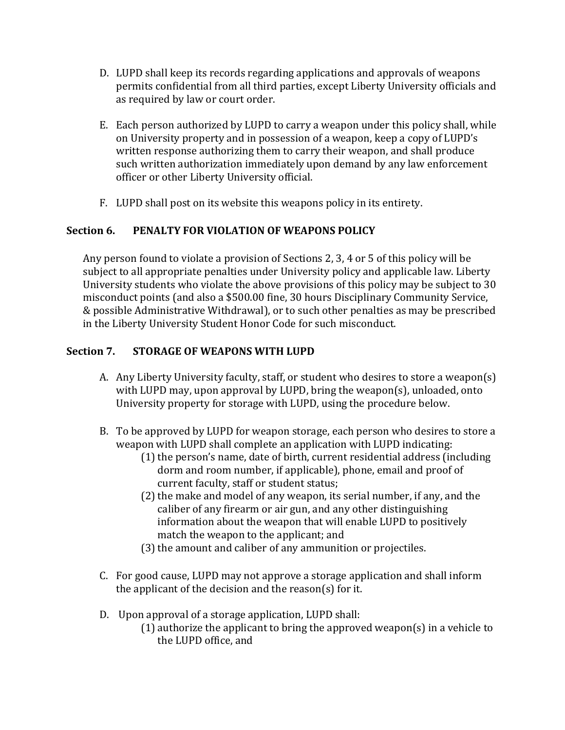D. LUPD shall keep its records regarding applications and approvals of weapons permits confidential from all third parties, except Liberty University officials and as required by law or court order.

E. Each person authorized by LUPD to carry a weapon under this policy shall, while on University property and in possession of a weapon, keep a copy of LUPD's written response authorizing them to carry their weapon, and shall produce such written authorization immediately upon demand by any law enforcement officer or other Liberty University official.

F. LUPD shall post on its website this weapons policy in its entirety.

### Section 6. PENALTY FOR VIOLATION OF WEAPONS POLICY

Any person found to violate a provision of Sections 2, 3, 4 or 5 of this policy will be subject to all appropriate penalties under University policy and applicable law. Liberty University students who violate the above provisions of this policy may be subject to 30 misconduct points (and also a $500.00 fine, 30 hours Disciplinary Community Service, & possible Administrative Withdrawal), or to such other penalties as may be prescribed in the Liberty University Student Honor Code for such misconduct.

### Section 7. STORAGE OF WEAPONS WITH LUPD

A. Any Liberty University faculty, staff, or student who desires to store a weapon(s) with LUPD may, upon approval by LUPD, bring the weapon(s), unloaded, onto University property for storage with LUPD, using the procedure below.

B. To be approved by LUPD for weapon storage, each person who desires to store a weapon with LUPD shall complete an application with LUPD indicating:
   (1) the person's name, date of birth, current residential address (including dorm and room number, if applicable), phone, email and proof of current faculty, staff or student status;
   (2) the make and model of any weapon, its serial number, if any, and the caliber of any firearm or air gun, and any other distinguishing information about the weapon that will enable LUPD to positively match the weapon to the applicant; and
   (3) the amount and caliber of any ammunition or projectiles.

C. For good cause, LUPD may not approve a storage application and shall inform the applicant of the decision and the reason(s) for it.

D. Upon approval of a storage application, LUPD shall:
   (1) authorize the applicant to bring the approved weapon(s) in a vehicle to the LUPD office, and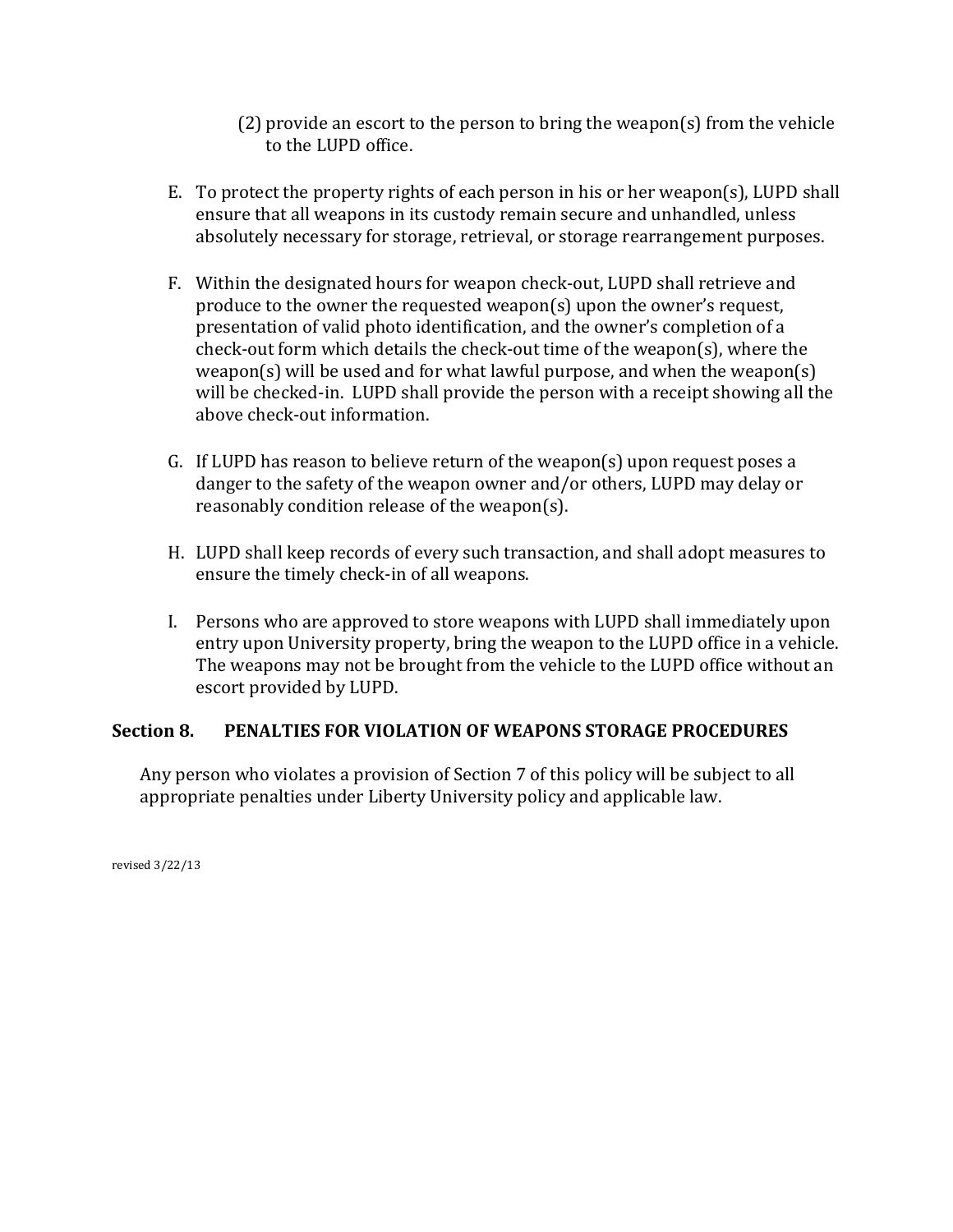(2) provide an escort to the person to bring the weapon(s) from the vehicle to the LUPD office.

E. To protect the property rights of each person in his or her weapon(s), LUPD shall ensure that all weapons in its custody remain secure and unhandled, unless absolutely necessary for storage, retrieval, or storage rearrangement purposes.

F. Within the designated hours for weapon check-out, LUPD shall retrieve and produce to the owner the requested weapon(s) upon the owner's request, presentation of valid photo identification, and the owner's completion of a check-out form which details the check-out time of the weapon(s), where the weapon(s) will be used and for what lawful purpose, and when the weapon(s) will be checked-in. LUPD shall provide the person with a receipt showing all the above check-out information.

G. If LUPD has reason to believe return of the weapon(s) upon request poses a danger to the safety of the weapon owner and/or others, LUPD may delay or reasonably condition release of the weapon(s).

H. LUPD shall keep records of every such transaction, and shall adopt measures to ensure the timely check-in of all weapons.

I. Persons who are approved to store weapons with LUPD shall immediately upon entry upon University property, bring the weapon to the LUPD office in a vehicle. The weapons may not be brought from the vehicle to the LUPD office without an escort provided by LUPD.

## Section 8. PENALTIES FOR VIOLATION OF WEAPONS STORAGE PROCEDURES

Any person who violates a provision of Section 7 of this policy will be subject to all appropriate penalties under Liberty University policy and applicable law.

revised 3/22/13